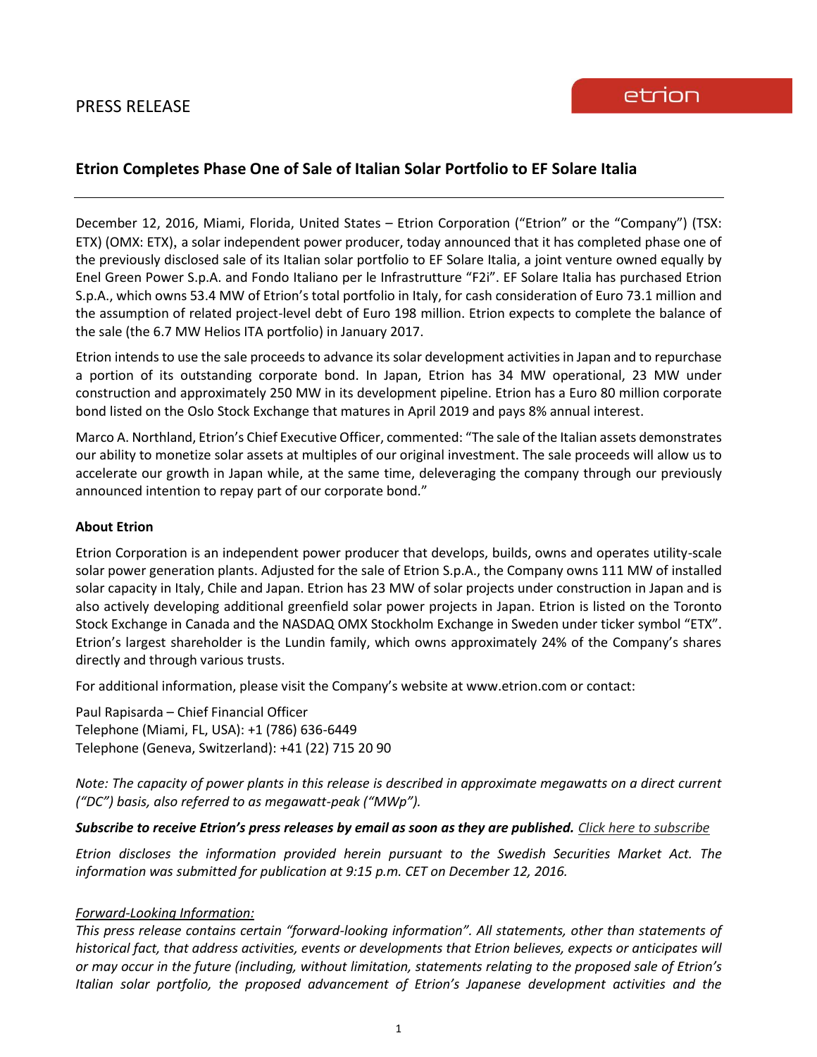PRESS RELEASE

etrion

# Etrion Completes Phase One of Sale of Italian Solar Portfolio to EF Solare Italia

December 12, 2016, Miami, Florida, United States – Etrion Corporation ("Etrion" or the "Company") (TSX: ETX) (OMX: ETX), a solar independent power producer, today announced that it has completed phase one of the previously disclosed sale of its Italian solar portfolio to EF Solare Italia, a joint venture owned equally by Enel Green Power S.p.A. and Fondo Italiano per le Infrastrutture "F2i". EF Solare Italia has purchased Etrion S.p.A., which owns 53.4 MW of Etrion's total portfolio in Italy, for cash consideration of Euro 73.1 million and the assumption of related project-level debt of Euro 198 million. Etrion expects to complete the balance of the sale (the 6.7 MW Helios ITA portfolio) in January 2017.

Etrion intends to use the sale proceeds to advance its solar development activities in Japan and to repurchase a portion of its outstanding corporate bond. In Japan, Etrion has 34 MW operational, 23 MW under construction and approximately 250 MW in its development pipeline. Etrion has a Euro 80 million corporate bond listed on the Oslo Stock Exchange that matures in April 2019 and pays 8% annual interest.

Marco A. Northland, Etrion's Chief Executive Officer, commented: "The sale of the Italian assets demonstrates our ability to monetize solar assets at multiples of our original investment. The sale proceeds will allow us to accelerate our growth in Japan while, at the same time, deleveraging the company through our previously announced intention to repay part of our corporate bond."

**About Etrion**

Etrion Corporation is an independent power producer that develops, builds, owns and operates utility-scale solar power generation plants. Adjusted for the sale of Etrion S.p.A., the Company owns 111 MW of installed solar capacity in Italy, Chile and Japan. Etrion has 23 MW of solar projects under construction in Japan and is also actively developing additional greenfield solar power projects in Japan. Etrion is listed on the Toronto Stock Exchange in Canada and the NASDAQ OMX Stockholm Exchange in Sweden under ticker symbol "ETX". Etrion's largest shareholder is the Lundin family, which owns approximately 24% of the Company's shares directly and through various trusts.

For additional information, please visit the Company's website at www.etrion.com or contact:

Paul Rapisarda – Chief Financial Officer
Telephone (Miami, FL, USA): +1 (786) 636-6449
Telephone (Geneva, Switzerland): +41 (22) 715 20 90

*Note: The capacity of power plants in this release is described in approximate megawatts on a direct current ("DC") basis, also referred to as megawatt-peak ("MWp").*

***Subscribe to receive Etrion's press releases by email as soon as they are published.*** *Click here to subscribe*

*Etrion discloses the information provided herein pursuant to the Swedish Securities Market Act. The information was submitted for publication at 9:15 p.m. CET on December 12, 2016.*

*Forward-Looking Information:*
*This press release contains certain "forward-looking information". All statements, other than statements of historical fact, that address activities, events or developments that Etrion believes, expects or anticipates will or may occur in the future (including, without limitation, statements relating to the proposed sale of Etrion's Italian solar portfolio, the proposed advancement of Etrion's Japanese development activities and the*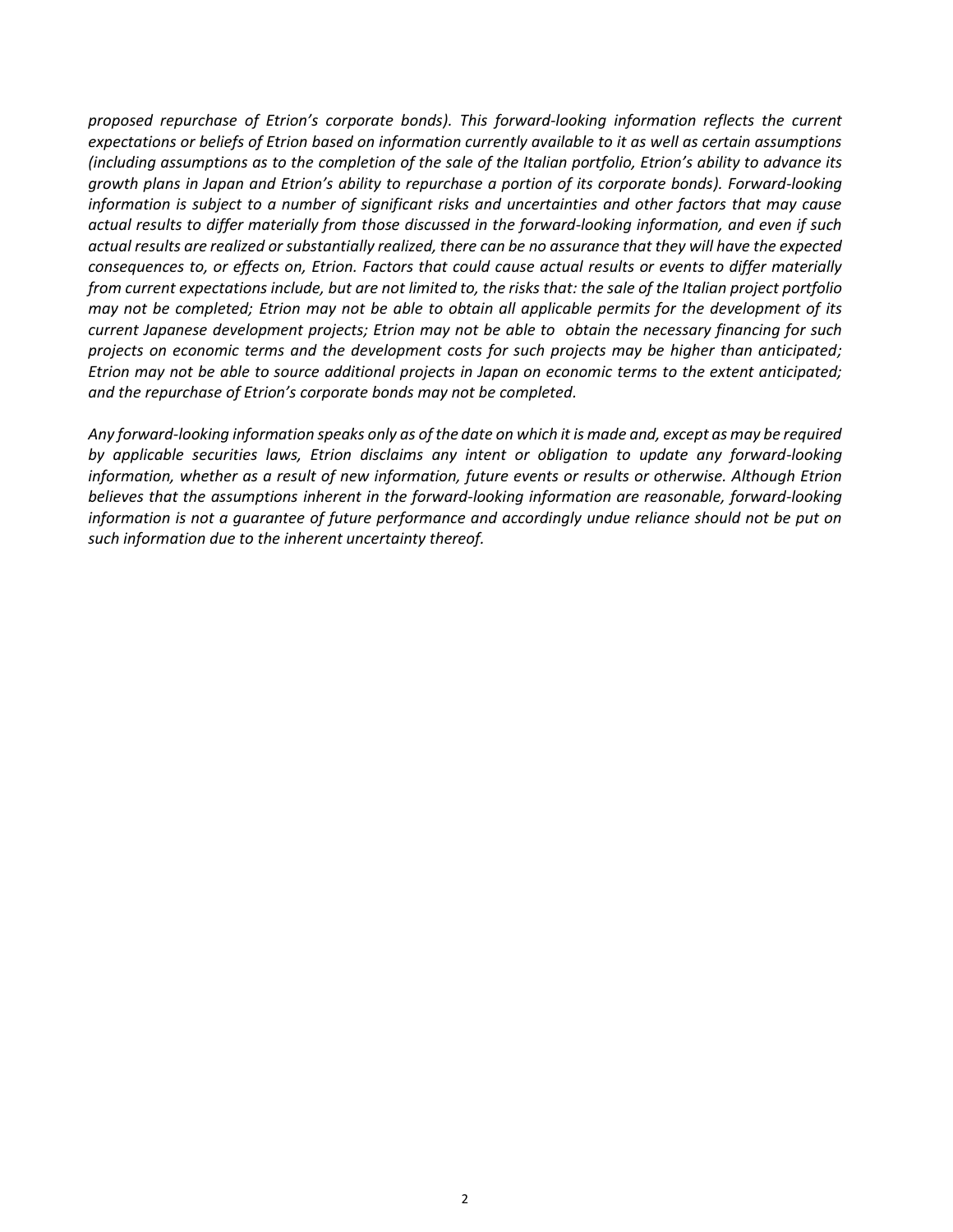*proposed repurchase of Etrion's corporate bonds). This forward-looking information reflects the current expectations or beliefs of Etrion based on information currently available to it as well as certain assumptions (including assumptions as to the completion of the sale of the Italian portfolio, Etrion's ability to advance its growth plans in Japan and Etrion's ability to repurchase a portion of its corporate bonds). Forward-looking information is subject to a number of significant risks and uncertainties and other factors that may cause actual results to differ materially from those discussed in the forward-looking information, and even if such actual results are realized or substantially realized, there can be no assurance that they will have the expected consequences to, or effects on, Etrion. Factors that could cause actual results or events to differ materially from current expectations include, but are not limited to, the risks that: the sale of the Italian project portfolio may not be completed; Etrion may not be able to obtain all applicable permits for the development of its current Japanese development projects; Etrion may not be able to obtain the necessary financing for such projects on economic terms and the development costs for such projects may be higher than anticipated; Etrion may not be able to source additional projects in Japan on economic terms to the extent anticipated; and the repurchase of Etrion's corporate bonds may not be completed.*

*Any forward-looking information speaks only as of the date on which it is made and, except as may be required by applicable securities laws, Etrion disclaims any intent or obligation to update any forward-looking information, whether as a result of new information, future events or results or otherwise. Although Etrion believes that the assumptions inherent in the forward-looking information are reasonable, forward-looking information is not a guarantee of future performance and accordingly undue reliance should not be put on such information due to the inherent uncertainty thereof.*